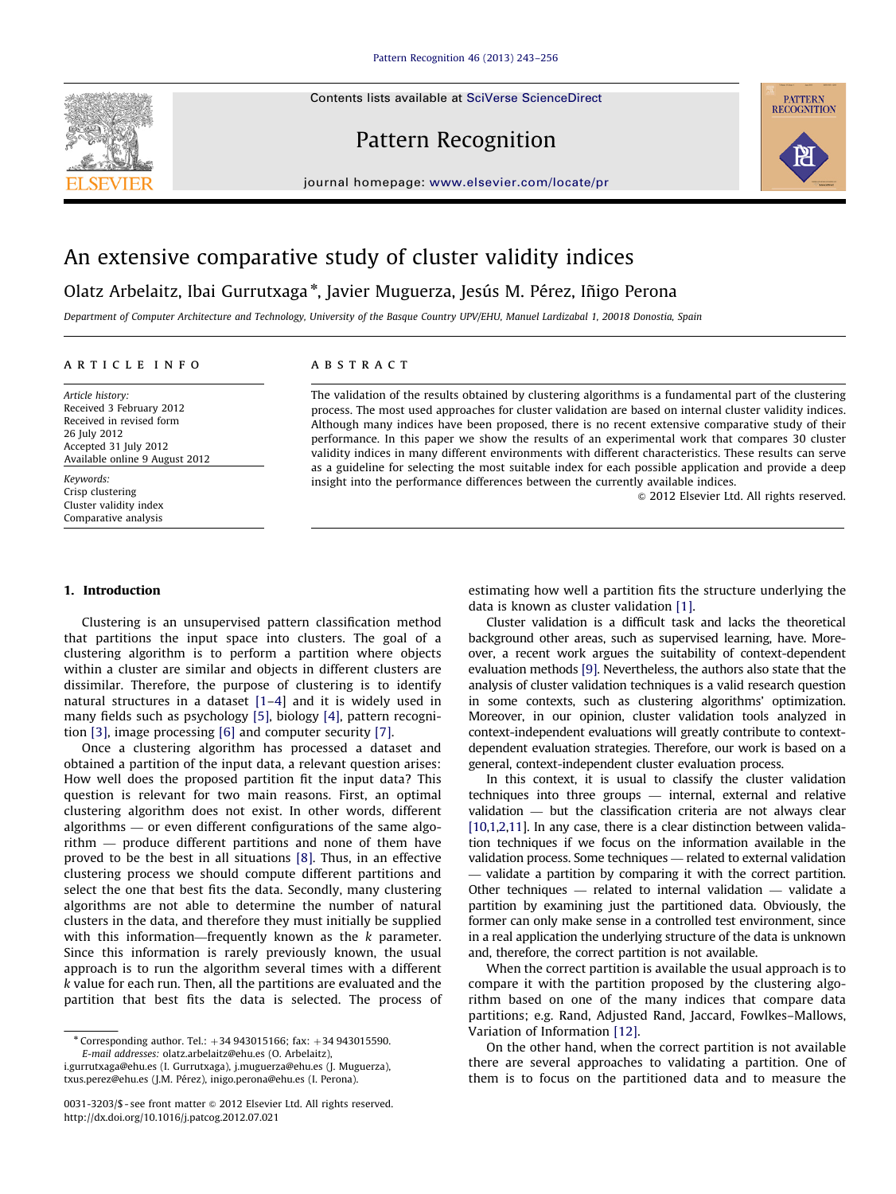# An extensive comparative study of cluster validity indices

Olatz Arbelaitz, Ibai Gurrutxaga *, Javier Muguerza, Jesús M. Pérez, Iñigo Perona

*Department of Computer Architecture and Technology, University of the Basque Country UPV/EHU, Manuel Lardizabal 1, 20018 Donostia, Spain*

**ARTICLE INFO**

*Article history:*
Received 3 February 2012
Received in revised form
26 July 2012
Accepted 31 July 2012
Available online 9 August 2012

*Keywords:*
Crisp clustering
Cluster validity index
Comparative analysis

**ABSTRACT**

The validation of the results obtained by clustering algorithms is a fundamental part of the clustering process. The most used approaches for cluster validation are based on internal cluster validity indices. Although many indices have been proposed, there is no recent extensive comparative study of their performance. In this paper we show the results of an experimental work that compares 30 cluster validity indices in many different environments with different characteristics. These results can serve as a guideline for selecting the most suitable index for each possible application and provide a deep insight into the performance differences between the currently available indices.

© 2012 Elsevier Ltd. All rights reserved.

## 1. Introduction

Clustering is an unsupervised pattern classification method that partitions the input space into clusters. The goal of a clustering algorithm is to perform a partition where objects within a cluster are similar and objects in different clusters are dissimilar. Therefore, the purpose of clustering is to identify natural structures in a dataset [1–4] and it is widely used in many fields such as psychology [5], biology [4], pattern recognition [3], image processing [6] and computer security [7].

Once a clustering algorithm has processed a dataset and obtained a partition of the input data, a relevant question arises: How well does the proposed partition fit the input data? This question is relevant for two main reasons. First, an optimal clustering algorithm does not exist. In other words, different algorithms — or even different configurations of the same algorithm — produce different partitions and none of them have proved to be the best in all situations [8]. Thus, in an effective clustering process we should compute different partitions and select the one that best fits the data. Secondly, many clustering algorithms are not able to determine the number of natural clusters in the data, and therefore they must initially be supplied with this information—frequently known as the $k$ parameter. Since this information is rarely previously known, the usual approach is to run the algorithm several times with a different $k$ value for each run. Then, all the partitions are evaluated and the partition that best fits the data is selected. The process of estimating how well a partition fits the structure underlying the data is known as cluster validation [1].

Cluster validation is a difficult task and lacks the theoretical background other areas, such as supervised learning, have. Moreover, a recent work argues the suitability of context-dependent evaluation methods [9]. Nevertheless, the authors also state that the analysis of cluster validation techniques is a valid research question in some contexts, such as clustering algorithms' optimization. Moreover, in our opinion, cluster validation tools analyzed in context-independent evaluations will greatly contribute to context-dependent evaluation strategies. Therefore, our work is based on a general, context-independent cluster evaluation process.

In this context, it is usual to classify the cluster validation techniques into three groups — internal, external and relative validation — but the classification criteria are not always clear [10,1,2,11]. In any case, there is a clear distinction between validation techniques if we focus on the information available in the validation process. Some techniques — related to external validation — validate a partition by comparing it with the correct partition. Other techniques — related to internal validation — validate a partition by examining just the partitioned data. Obviously, the former can only make sense in a controlled test environment, since in a real application the underlying structure of the data is unknown and, therefore, the correct partition is not available.

When the correct partition is available the usual approach is to compare it with the partition proposed by the clustering algorithm based on one of the many indices that compare data partitions; e.g. Rand, Adjusted Rand, Jaccard, Fowlkes–Mallows, Variation of Information [12].

On the other hand, when the correct partition is not available there are several approaches to validating a partition. One of them is to focus on the partitioned data and to measure the

---

\* Corresponding author. Tel.: +34 943015166; fax: +34 943015590.
*E-mail addresses:* olatz.arbelaitz@ehu.es (O. Arbelaitz), i.gurrutxaga@ehu.es (I. Gurrutxaga), j.muguerza@ehu.es (J. Muguerza), txus.perez@ehu.es (J.M. Pérez), inigo.perona@ehu.es (I. Perona).

0031-3203/$ - see front matter © 2012 Elsevier Ltd. All rights reserved.
http://dx.doi.org/10.1016/j.patcog.2012.07.021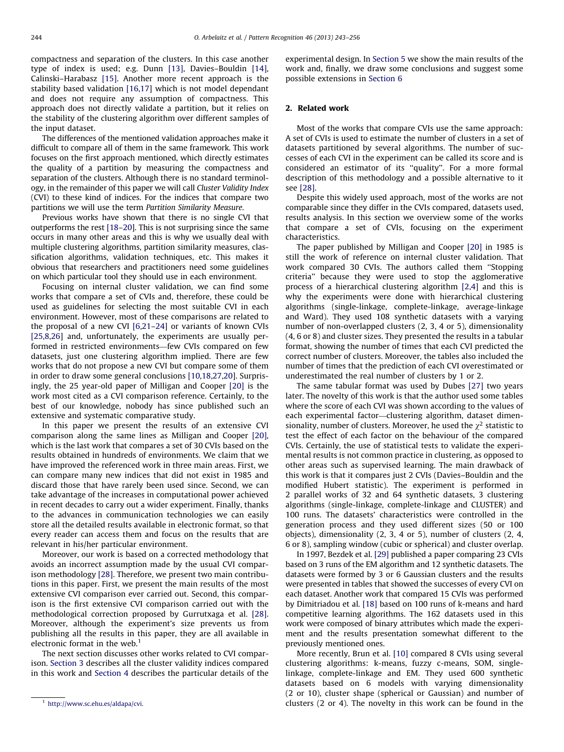compactness and separation of the clusters. In this case another type of index is used; e.g. Dunn [13], Davies–Bouldin [14], Calinski–Harabasz [15]. Another more recent approach is the stability based validation [16,17] which is not model dependant and does not require any assumption of compactness. This approach does not directly validate a partition, but it relies on the stability of the clustering algorithm over different samples of the input dataset.

The differences of the mentioned validation approaches make it difficult to compare all of them in the same framework. This work focuses on the first approach mentioned, which directly estimates the quality of a partition by measuring the compactness and separation of the clusters. Although there is no standard terminology, in the remainder of this paper we will call *Cluster Validity Index* (CVI) to these kind of indices. For the indices that compare two partitions we will use the term *Partition Similarity Measure*.

Previous works have shown that there is no single CVI that outperforms the rest [18–20]. This is not surprising since the same occurs in many other areas and this is why we usually deal with multiple clustering algorithms, partition similarity measures, classification algorithms, validation techniques, etc. This makes it obvious that researchers and practitioners need some guidelines on which particular tool they should use in each environment.

Focusing on internal cluster validation, we can find some works that compare a set of CVIs and, therefore, these could be used as guidelines for selecting the most suitable CVI in each environment. However, most of these comparisons are related to the proposal of a new CVI [6,21–24] or variants of known CVIs [25,8,26] and, unfortunately, the experiments are usually performed in restricted environments—few CVIs compared on few datasets, just one clustering algorithm implied. There are few works that do not propose a new CVI but compare some of them in order to draw some general conclusions [10,18,27,20]. Surprisingly, the 25 year-old paper of Milligan and Cooper [20] is the work most cited as a CVI comparison reference. Certainly, to the best of our knowledge, nobody has since published such an extensive and systematic comparative study.

In this paper we present the results of an extensive CVI comparison along the same lines as Milligan and Cooper [20], which is the last work that compares a set of 30 CVIs based on the results obtained in hundreds of environments. We claim that we have improved the referenced work in three main areas. First, we can compare many new indices that did not exist in 1985 and discard those that have rarely been used since. Second, we can take advantage of the increases in computational power achieved in recent decades to carry out a wider experiment. Finally, thanks to the advances in communication technologies we can easily store all the detailed results available in electronic format, so that every reader can access them and focus on the results that are relevant in his/her particular environment.

Moreover, our work is based on a corrected methodology that avoids an incorrect assumption made by the usual CVI comparison methodology [28]. Therefore, we present two main contributions in this paper. First, we present the main results of the most extensive CVI comparison ever carried out. Second, this comparison is the first extensive CVI comparison carried out with the methodological correction proposed by Gurrutxaga et al. [28]. Moreover, although the experiment's size prevents us from publishing all the results in this paper, they are all available in electronic format in the web.[1]

The next section discusses other works related to CVI comparison. Section 3 describes all the cluster validity indices compared in this work and Section 4 describes the particular details of the experimental design. In Section 5 we show the main results of the work and, finally, we draw some conclusions and suggest some possible extensions in Section 6

## 2. Related work

Most of the works that compare CVIs use the same approach: A set of CVIs is used to estimate the number of clusters in a set of datasets partitioned by several algorithms. The number of successes of each CVI in the experiment can be called its score and is considered an estimator of its "quality". For a more formal description of this methodology and a possible alternative to it see [28].

Despite this widely used approach, most of the works are not comparable since they differ in the CVIs compared, datasets used, results analysis. In this section we overview some of the works that compare a set of CVIs, focusing on the experiment characteristics.

The paper published by Milligan and Cooper [20] in 1985 is still the work of reference on internal cluster validation. That work compared 30 CVIs. The authors called them "Stopping criteria" because they were used to stop the agglomerative process of a hierarchical clustering algorithm [2,4] and this is why the experiments were done with hierarchical clustering algorithms (single-linkage, complete-linkage, average-linkage and Ward). They used 108 synthetic datasets with a varying number of non-overlapped clusters (2, 3, 4 or 5), dimensionality (4, 6 or 8) and cluster sizes. They presented the results in a tabular format, showing the number of times that each CVI predicted the correct number of clusters. Moreover, the tables also included the number of times that the prediction of each CVI overestimated or underestimated the real number of clusters by 1 or 2.

The same tabular format was used by Dubes [27] two years later. The novelty of this work is that the author used some tables where the score of each CVI was shown according to the values of each experimental factor—clustering algorithm, dataset dimensionality, number of clusters. Moreover, he used the $\chi^2$ statistic to test the effect of each factor on the behaviour of the compared CVIs. Certainly, the use of statistical tests to validate the experimental results is not common practice in clustering, as opposed to other areas such as supervised learning. The main drawback of this work is that it compares just 2 CVIs (Davies–Bouldin and the modified Hubert statistic). The experiment is performed in 2 parallel works of 32 and 64 synthetic datasets, 3 clustering algorithms (single-linkage, complete-linkage and CLUSTER) and 100 runs. The datasets' characteristics were controlled in the generation process and they used different sizes (50 or 100 objects), dimensionality (2, 3, 4 or 5), number of clusters (2, 4, 6 or 8), sampling window (cubic or spherical) and cluster overlap.

In 1997, Bezdek et al. [29] published a paper comparing 23 CVIs based on 3 runs of the EM algorithm and 12 synthetic datasets. The datasets were formed by 3 or 6 Gaussian clusters and the results were presented in tables that showed the successes of every CVI on each dataset. Another work that compared 15 CVIs was performed by Dimitriadou et al. [18] based on 100 runs of k-means and hard competitive learning algorithms. The 162 datasets used in this work were composed of binary attributes which made the experiment and the results presentation somewhat different to the previously mentioned ones.

More recently, Brun et al. [10] compared 8 CVIs using several clustering algorithms: k-means, fuzzy c-means, SOM, single-linkage, complete-linkage and EM. They used 600 synthetic datasets based on 6 models with varying dimensionality (2 or 10), cluster shape (spherical or Gaussian) and number of clusters (2 or 4). The novelty in this work can be found in the

[1] http://www.sc.ehu.es/aldapa/cvi.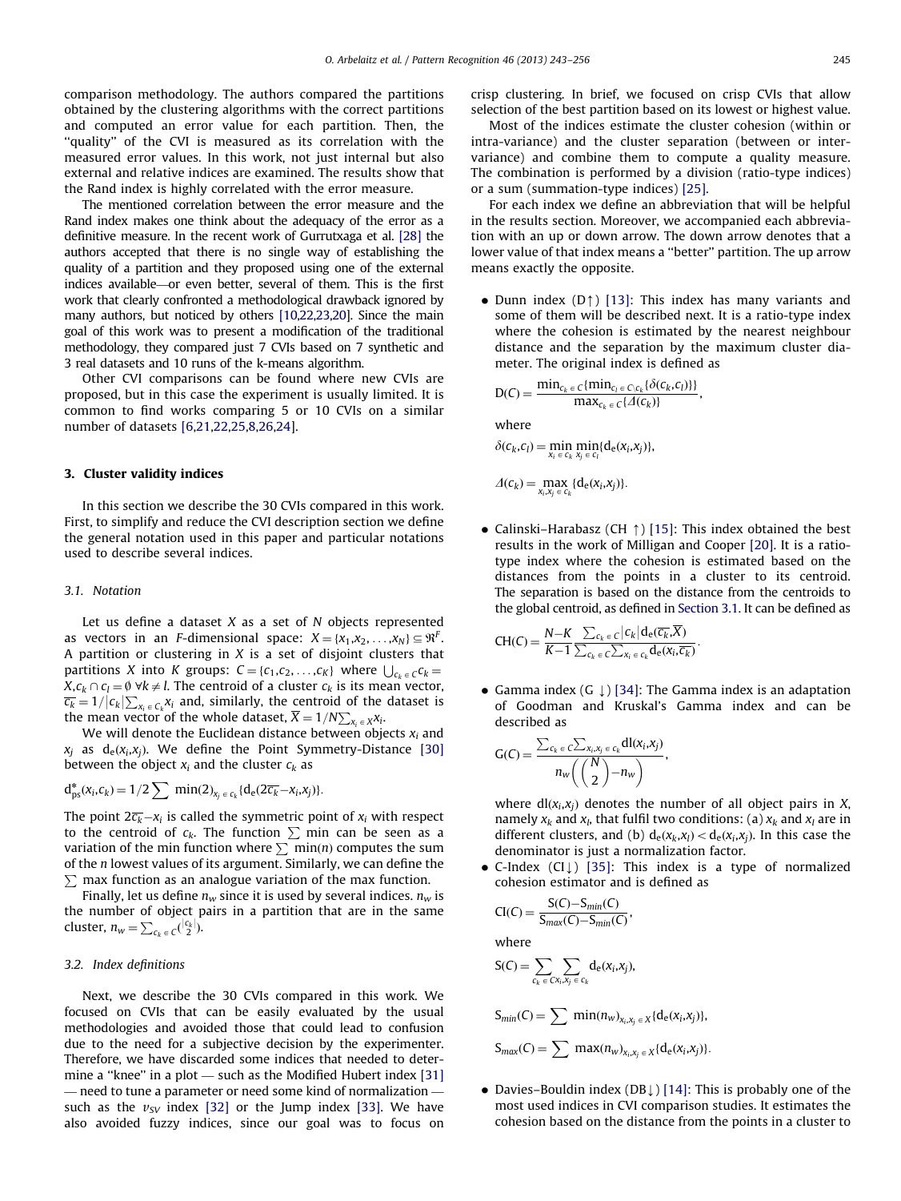comparison methodology. The authors compared the partitions obtained by the clustering algorithms with the correct partitions and computed an error value for each partition. Then, the "quality" of the CVI is measured as its correlation with the measured error values. In this work, not just internal but also external and relative indices are examined. The results show that the Rand index is highly correlated with the error measure.

The mentioned correlation between the error measure and the Rand index makes one think about the adequacy of the error as a definitive measure. In the recent work of Gurrutxaga et al. [28] the authors accepted that there is no single way of establishing the quality of a partition and they proposed using one of the external indices available—or even better, several of them. This is the first work that clearly confronted a methodological drawback ignored by many authors, but noticed by others [10,22,23,20]. Since the main goal of this work was to present a modification of the traditional methodology, they compared just 7 CVIs based on 7 synthetic and 3 real datasets and 10 runs of the k-means algorithm.

Other CVI comparisons can be found where new CVIs are proposed, but in this case the experiment is usually limited. It is common to find works comparing 5 or 10 CVIs on a similar number of datasets [6,21,22,25,8,26,24].

## 3. Cluster validity indices

In this section we describe the 30 CVIs compared in this work. First, to simplify and reduce the CVI description section we define the general notation used in this paper and particular notations used to describe several indices.

### 3.1. Notation

Let us define a dataset $X$ as a set of $N$ objects represented as vectors in an $F$-dimensional space: $X=\{x_1,x_2,\ldots,x_N\}\subseteq\Re^F$. A partition or clustering in $X$ is a set of disjoint clusters that partitions $X$ into $K$ groups: $C=\{c_1,c_2,\ldots,c_K\}$ where $\bigcup_{c_k\in C}c_k=X, c_k\cap c_l=\emptyset\ \forall k\neq l$. The centroid of a cluster $c_k$ is its mean vector, $\overline{c_k}=1/|c_k|\sum_{x_i\in c_k}x_i$ and, similarly, the centroid of the dataset is the mean vector of the whole dataset, $\overline{X}=1/N\sum_{x_i\in X}x_i$.

We will denote the Euclidean distance between objects $x_i$ and $x_j$ as $d_e(x_i,x_j)$. We define the Point Symmetry-Distance [30] between the object $x_i$ and the cluster $c_k$ as

$$d^*_{ps}(x_i,c_k)=1/2\sum\min(2)_{x_j\in c_k}\{d_e(2\overline{c_k}-x_i,x_j)\}.$$

The point $2\overline{c_k}-x_i$ is called the symmetric point of $x_i$ with respect to the centroid of $c_k$. The function $\sum\min$ can be seen as a variation of the min function where $\sum\min(n)$ computes the sum of the $n$ lowest values of its argument. Similarly, we can define the $\sum\max$ function as an analogue variation of the max function.

Finally, let us define $n_w$ since it is used by several indices. $n_w$ is the number of object pairs in a partition that are in the same cluster, $n_w=\sum_{c_k\in C}\binom{|c_k|}{2}$.

### 3.2. Index definitions

Next, we describe the 30 CVIs compared in this work. We focused on CVIs that can be easily evaluated by the usual methodologies and avoided those that could lead to confusion due to the need for a subjective decision by the experimenter. Therefore, we have discarded some indices that needed to determine a "knee" in a plot — such as the Modified Hubert index [31] — need to tune a parameter or need some kind of normalization — such as the $\upsilon_{SV}$ index [32] or the Jump index [33]. We have also avoided fuzzy indices, since our goal was to focus on crisp clustering. In brief, we focused on crisp CVIs that allow selection of the best partition based on its lowest or highest value.

Most of the indices estimate the cluster cohesion (within or intra-variance) and the cluster separation (between or inter-variance) and combine them to compute a quality measure. The combination is performed by a division (ratio-type indices) or a sum (summation-type indices) [25].

For each index we define an abbreviation that will be helpful in the results section. Moreover, we accompanied each abbreviation with an up or down arrow. The down arrow denotes that a lower value of that index means a "better" partition. The up arrow means exactly the opposite.

- Dunn index (D↑) [13]: This index has many variants and some of them will be described next. It is a ratio-type index where the cohesion is estimated by the nearest neighbour distance and the separation by the maximum cluster diameter. The original index is defined as

$$D(C)=\frac{\min_{c_k\in C}\{\min_{c_l\in C\setminus c_k}\{\delta(c_k,c_l)\}\}}{\max_{c_k\in C}\{\Delta(c_k)\}},$$

where

$$\delta(c_k,c_l)=\min_{x_i\in c_k}\min_{x_j\in c_l}\{d_e(x_i,x_j)\},$$

$$\Delta(c_k)=\max_{x_i,x_j\in c_k}\{d_e(x_i,x_j)\}.$$

- Calinski–Harabasz (CH ↑) [15]: This index obtained the best results in the work of Milligan and Cooper [20]. It is a ratio-type index where the cohesion is estimated based on the distances from the points in a cluster to its centroid. The separation is based on the distance from the centroids to the global centroid, as defined in Section 3.1. It can be defined as

$$CH(C)=\frac{N-K}{K-1}\frac{\sum_{c_k\in C}|c_k|d_e(\overline{c_k},\overline{X})}{\sum_{c_k\in C}\sum_{x_i\in c_k}d_e(x_i,\overline{c_k})}.$$

- Gamma index (G ↓) [34]: The Gamma index is an adaptation of Goodman and Kruskal's Gamma index and can be described as

$$G(C)=\frac{\sum_{c_k\in C}\sum_{x_i,x_j\in c_k}dl(x_i,x_j)}{n_w\left(\binom{N}{2}-n_w\right)},$$

where $dl(x_i,x_j)$ denotes the number of all object pairs in $X$, namely $x_k$ and $x_l$, that fulfil two conditions: (a) $x_k$ and $x_l$ are in different clusters, and (b) $d_e(x_k,x_l)<d_e(x_i,x_j)$. In this case the denominator is just a normalization factor.

- C-Index (CI↓) [35]: This index is a type of normalized cohesion estimator and is defined as

$$CI(C)=\frac{S(C)-S_{min}(C)}{S_{max}(C)-S_{min}(C)},$$

where

$$S(C)=\sum_{c_k\in C}\sum_{x_i,x_j\in c_k}d_e(x_i,x_j),$$

$$S_{min}(C)=\sum\min(n_w)_{x_i,x_j\in X}\{d_e(x_i,x_j)\},$$

$$S_{max}(C)=\sum\max(n_w)_{x_i,x_j\in X}\{d_e(x_i,x_j)\}.$$

- Davies–Bouldin index (DB↓) [14]: This is probably one of the most used indices in CVI comparison studies. It estimates the cohesion based on the distance from the points in a cluster to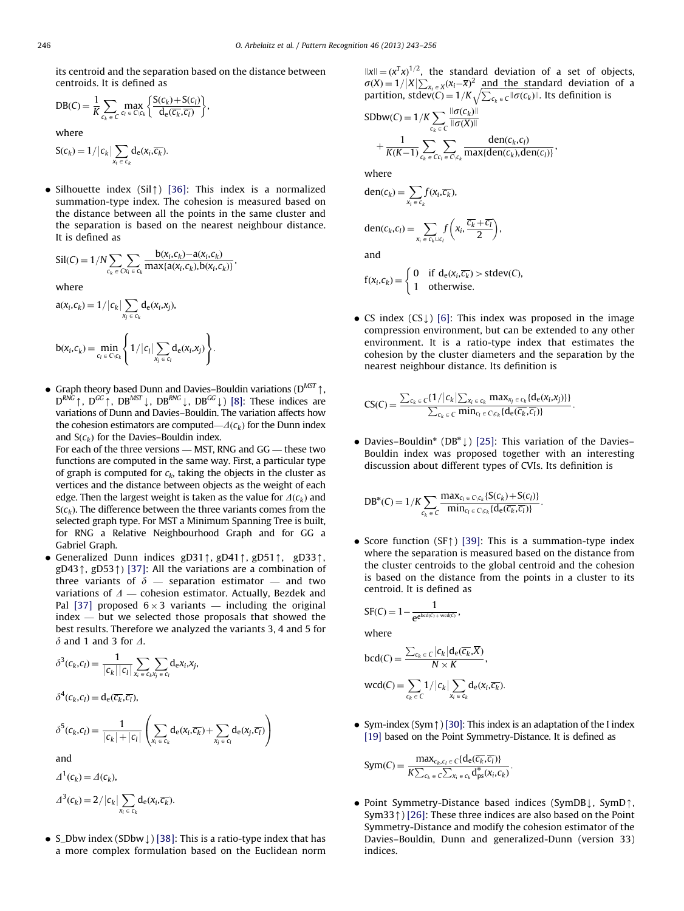its centroid and the separation based on the distance between centroids. It is defined as

$$\mathrm{DB}(C) = \frac{1}{K}\sum_{c_k \in C} \max_{c_l \in C \backslash c_k} \left\{ \frac{\mathrm{S}(c_k)+\mathrm{S}(c_l)}{\mathrm{d_e}(\overline{c_k},\overline{c_l})} \right\},$$

where

$$\mathrm{S}(c_k) = 1/|c_k| \sum_{x_i \in c_k} \mathrm{d_e}(x_i,\overline{c_k}).$$

- Silhouette index (Sil↑) [36]: This index is a normalized summation-type index. The cohesion is measured based on the distance between all the points in the same cluster and the separation is based on the nearest neighbour distance. It is defined as

$$\mathrm{Sil}(C) = 1/N \sum_{c_k \in C} \sum_{x_i \in c_k} \frac{\mathrm{b}(x_i,c_k)-a(x_i,c_k)}{\max\{\mathrm{a}(x_i,c_k),\mathrm{b}(x_i,c_k)\}},$$

where

$$a(x_i,c_k) = 1/|c_k| \sum_{x_j \in c_k} \mathrm{d_e}(x_i,x_j),$$

$$\mathrm{b}(x_i,c_k) = \min_{c_l \in C \backslash c_k} \left\{ 1/|c_l| \sum_{x_j \in c_l} \mathrm{d_e}(x_i,x_j) \right\}.$$

- Graph theory based Dunn and Davies–Bouldin variations ($\mathrm{D}^{MST}$↑, $\mathrm{D}^{RNG}$↑, $\mathrm{D}^{GG}$↑, $\mathrm{DB}^{MST}$↓, $\mathrm{DB}^{RNG}$↓, $\mathrm{DB}^{GG}$↓) [8]: These indices are variations of Dunn and Davies–Bouldin. The variation affects how the cohesion estimators are computed—$\Delta(c_k)$ for the Dunn index and $\mathrm{S}(c_k)$ for the Davies–Bouldin index.
  For each of the three versions — MST, RNG and GG — these two functions are computed in the same way. First, a particular type of graph is computed for $c_k$, taking the objects in the cluster as vertices and the distance between objects as the weight of each edge. Then the largest weight is taken as the value for $\Delta(c_k)$ and $\mathrm{S}(c_k)$. The difference between the three variants comes from the selected graph type. For MST a Minimum Spanning Tree is built, for RNG a Relative Neighbourhood Graph and for GG a Gabriel Graph.
- Generalized Dunn indices gD31↑, gD41↑, gD51↑, gD33↑, gD43↑, gD53↑) [37]: All the variations are a combination of three variants of $\delta$ — separation estimator — and two variations of $\Delta$ — cohesion estimator. Actually, Bezdek and Pal [37] proposed $6\times3$ variants — including the original index — but we selected those proposals that showed the best results. Therefore we analyzed the variants 3, 4 and 5 for $\delta$ and 1 and 3 for $\Delta$.

$$\delta^3(c_k,c_l) = \frac{1}{|c_k||c_l|} \sum_{x_i \in c_k} \sum_{x_j \in c_l} \mathrm{d_e} x_i, x_j,$$

$$\delta^4(c_k,c_l) = \mathrm{d_e}(\overline{c_k},\overline{c_l}),$$

$$\delta^5(c_k,c_l) = \frac{1}{|c_k|+|c_l|} \left( \sum_{x_i \in c_k} \mathrm{d_e}(x_i,\overline{c_k}) + \sum_{x_j \in c_l} \mathrm{d_e}(x_j,\overline{c_l}) \right)$$

and

$$\Delta^1(c_k) = \Delta(c_k),$$

$$\Delta^3(c_k) = 2/|c_k| \sum_{x_i \in c_k} \mathrm{d_e}(x_i,\overline{c_k}).$$

- S_Dbw index (SDbw↓) [38]: This is a ratio-type index that has a more complex formulation based on the Euclidean norm $\|x\| = (x^T x)^{1/2}$, the standard deviation of a set of objects, $\sigma(X) = 1/|X| \sum_{x_i \in X} (x_i - \overline{x})^2$ and the standard deviation of a partition, $\mathrm{stdev}(C) = 1/K \sqrt{\sum_{c_k \in C} \|\sigma(c_k)\|}$. Its definition is

$$\mathrm{SDbw}(C) = 1/K \sum_{c_k \in C} \frac{\|\sigma(c_k)\|}{\|\sigma(X)\|} + \frac{1}{K(K-1)} \sum_{c_k \in C} \sum_{c_l \in C \backslash c_k} \frac{\mathrm{den}(c_k,c_l)}{\max\{\mathrm{den}(c_k),\mathrm{den}(c_l)\}},$$

where

$$\mathrm{den}(c_k) = \sum_{x_i \in c_k} f(x_i,\overline{c_k}),$$

$$\mathrm{den}(c_k,c_l) = \sum_{x_i \in c_k \cup c_l} f\left(x_i, \frac{\overline{c_k}+\overline{c_l}}{2}\right),$$

and

$$\mathrm{f}(x_i,c_k) = \begin{cases} 0 & \text{if } \mathrm{d_e}(x_i,\overline{c_k}) > \mathrm{stdev}(C), \\ 1 & \text{otherwise.} \end{cases}$$

- CS index (CS↓) [6]: This index was proposed in the image compression environment, but can be extended to any other environment. It is a ratio-type index that estimates the cohesion by the cluster diameters and the separation by the nearest neighbour distance. Its definition is

$$\mathrm{CS}(C) = \frac{\sum_{c_k \in C} \{1/|c_k| \sum_{x_i \in c_k} \max_{x_j \in c_k} \{\mathrm{d_e}(x_i,x_j)\}\}}{\sum_{c_k \in C} \min_{c_l \in C \backslash c_k} \{\mathrm{d_e}(\overline{c_k},\overline{c_l})\}}.$$

- Davies–Bouldin* (DB*↓) [25]: This variation of the Davies–Bouldin index was proposed together with an interesting discussion about different types of CVIs. Its definition is

$$\mathrm{DB}^*(C) = 1/K \sum_{c_k \in C} \frac{\max_{c_l \in C \backslash c_k} \{\mathrm{S}(c_k)+\mathrm{S}(c_l)\}}{\min_{c_l \in C \backslash c_k} \{\mathrm{d_e}(\overline{c_k},\overline{c_l})\}}.$$

- Score function (SF↑) [39]: This is a summation-type index where the separation is measured based on the distance from the cluster centroids to the global centroid and the cohesion is based on the distance from the points in a cluster to its centroid. It is defined as

$$\mathrm{SF}(C) = 1 - \frac{1}{e^{e^{\mathrm{bcd}(C)+\mathrm{wcd}(C)}}},$$

where

$$\mathrm{bcd}(C) = \frac{\sum_{c_k \in C} |c_k| \mathrm{d_e}(\overline{c_k},\overline{X})}{N \times K},$$

$$\mathrm{wcd}(C) = \sum_{c_k \in C} 1/|c_k| \sum_{x_i \in c_k} \mathrm{d_e}(x_i,\overline{c_k}).$$

- Sym-index (Sym↑) [30]: This index is an adaptation of the I index [19] based on the Point Symmetry-Distance. It is defined as

$$\mathrm{Sym}(C) = \frac{\max_{c_k,c_l \in C} \{\mathrm{d_e}(\overline{c_k},\overline{c_l})\}}{K \sum_{c_k \in C} \sum_{x_i \in c_k} \mathrm{d}^*_{ps}(x_i,c_k)}.$$

- Point Symmetry-Distance based indices (SymDB↓, SymD↑, Sym33↑) [26]: These three indices are also based on the Point Symmetry-Distance and modify the cohesion estimator of the Davies–Bouldin, Dunn and generalized-Dunn (version 33) indices.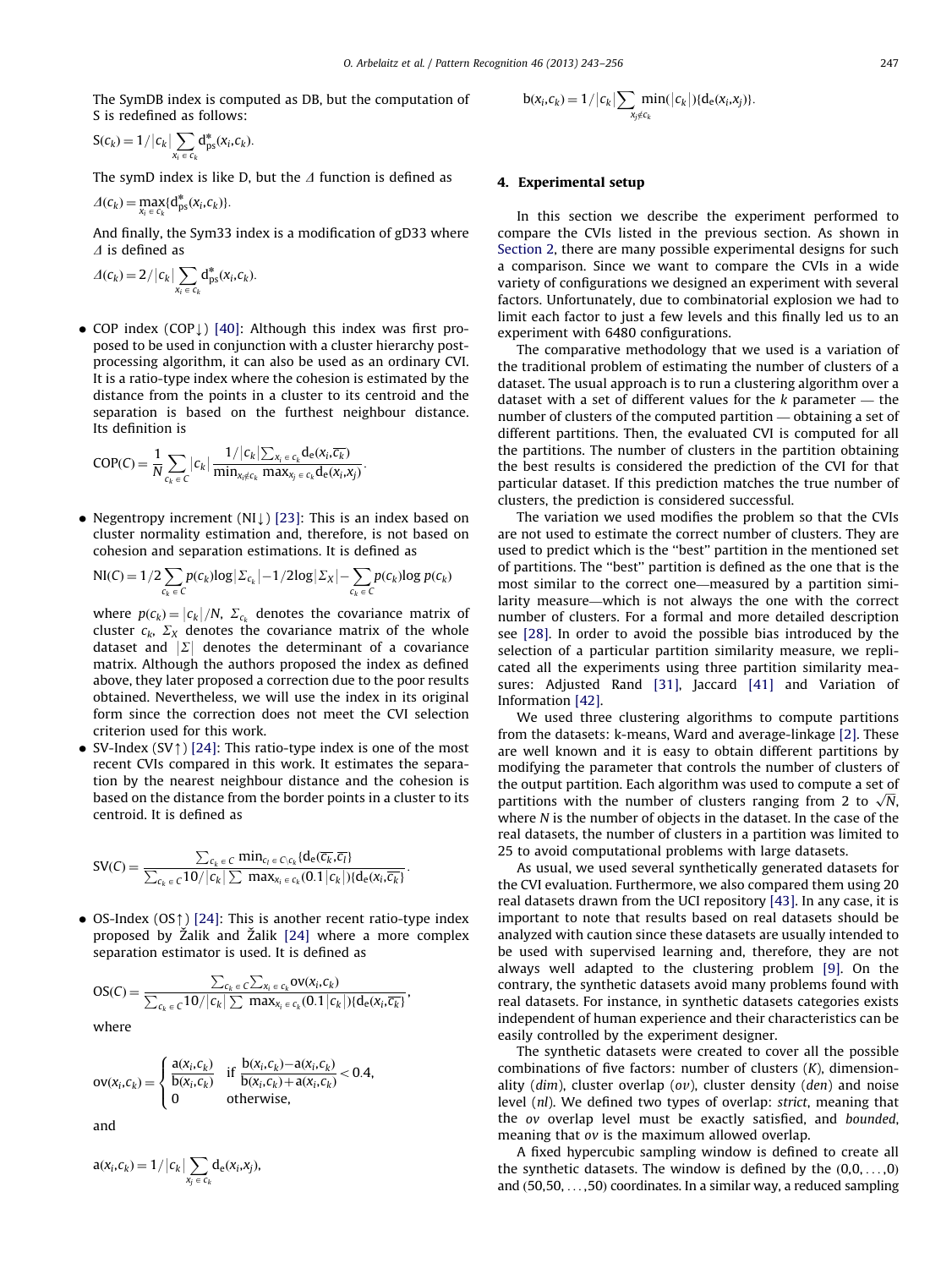The SymDB index is computed as DB, but the computation of S is redefined as follows:

$$S(c_k) = 1/|c_k| \sum_{x_i \in c_k} d^*_{ps}(x_i, c_k).$$

The symD index is like D, but the $\Delta$ function is defined as

$$\Delta(c_k) = \max_{x_i \in c_k} \{d^*_{ps}(x_i, c_k)\}.$$

And finally, the Sym33 index is a modification of gD33 where $\Delta$ is defined as

$$\Delta(c_k) = 2/|c_k| \sum_{x_i \in c_k} d^*_{ps}(x_i, c_k).$$

- COP index (COP↓) [40]: Although this index was first proposed to be used in conjunction with a cluster hierarchy post-processing algorithm, it can also be used as an ordinary CVI. It is a ratio-type index where the cohesion is estimated by the distance from the points in a cluster to its centroid and the separation is based on the furthest neighbour distance. Its definition is

$$COP(C) = \frac{1}{N} \sum_{c_k \in C} |c_k| \frac{1/|c_k| \sum_{x_i \in c_k} d_e(x_i, \overline{c_k})}{\min_{x_i \notin c_k} \max_{x_j \in c_k} d_e(x_i, x_j)}.$$

- Negentropy increment (NI↓) [23]: This is an index based on cluster normality estimation and, therefore, is not based on cohesion and separation estimations. It is defined as

$$NI(C) = 1/2 \sum_{c_k \in C} p(c_k) \log |\Sigma_{c_k}| - 1/2 \log |\Sigma_X| - \sum_{c_k \in C} p(c_k) \log p(c_k)$$

where $p(c_k) = |c_k|/N$, $\Sigma_{c_k}$ denotes the covariance matrix of cluster $c_k$, $\Sigma_X$ denotes the covariance matrix of the whole dataset and $|\Sigma|$ denotes the determinant of a covariance matrix. Although the authors proposed the index as defined above, they later proposed a correction due to the poor results obtained. Nevertheless, we will use the index in its original form since the correction does not meet the CVI selection criterion used for this work.

- SV-Index (SV↑) [24]: This ratio-type index is one of the most recent CVIs compared in this work. It estimates the separation by the nearest neighbour distance and the cohesion is based on the distance from the border points in a cluster to its centroid. It is defined as

$$SV(C) = \frac{\sum_{c_k \in C} \min_{c_l \in C \setminus c_k} \{d_e(\overline{c_k}, \overline{c_l})\}}{\sum_{c_k \in C} 10/|c_k| \sum \max_{x_i \in c_k}(0.1|c_k|) \{d_e(x_i, \overline{c_k})\}}.$$

- OS-Index (OS↑) [24]: This is another recent ratio-type index proposed by Žalik and Žalik [24] where a more complex separation estimator is used. It is defined as

$$OS(C) = \frac{\sum_{c_k \in C} \sum_{x_i \in c_k} ov(x_i, c_k)}{\sum_{c_k \in C} 10/|c_k| \sum \max_{x_i \in c_k}(0.1|c_k|) \{d_e(x_i, \overline{c_k})\}},$$

where

$$ov(x_i, c_k) = \begin{cases} \dfrac{a(x_i, c_k)}{b(x_i, c_k)} & \text{if } \dfrac{b(x_i, c_k) - a(x_i, c_k)}{b(x_i, c_k) + a(x_i, c_k)} < 0.4, \\ 0 & \text{otherwise,} \end{cases}$$

and

$$a(x_i, c_k) = 1/|c_k| \sum_{x_j \in c_k} d_e(x_i, x_j),$$

$$b(x_i, c_k) = 1/|c_k| \sum_{x_j \notin c_k} \min(|c_k|) \{d_e(x_i, x_j)\}.$$

## 4. Experimental setup

In this section we describe the experiment performed to compare the CVIs listed in the previous section. As shown in Section 2, there are many possible experimental designs for such a comparison. Since we want to compare the CVIs in a wide variety of configurations we designed an experiment with several factors. Unfortunately, due to combinatorial explosion we had to limit each factor to just a few levels and this finally led us to an experiment with 6480 configurations.

The comparative methodology that we used is a variation of the traditional problem of estimating the number of clusters of a dataset. The usual approach is to run a clustering algorithm over a dataset with a set of different values for the $k$ parameter — the number of clusters of the computed partition — obtaining a set of different partitions. Then, the evaluated CVI is computed for all the partitions. The number of clusters in the partition obtaining the best results is considered the prediction of the CVI for that particular dataset. If this prediction matches the true number of clusters, the prediction is considered successful.

The variation we used modifies the problem so that the CVIs are not used to estimate the correct number of clusters. They are used to predict which is the "best" partition in the mentioned set of partitions. The "best" partition is defined as the one that is the most similar to the correct one—measured by a partition similarity measure—which is not always the one with the correct number of clusters. For a formal and more detailed description see [28]. In order to avoid the possible bias introduced by the selection of a particular partition similarity measure, we replicated all the experiments using three partition similarity measures: Adjusted Rand [31], Jaccard [41] and Variation of Information [42].

We used three clustering algorithms to compute partitions from the datasets: k-means, Ward and average-linkage [2]. These are well known and it is easy to obtain different partitions by modifying the parameter that controls the number of clusters of the output partition. Each algorithm was used to compute a set of partitions with the number of clusters ranging from 2 to $\sqrt{N}$, where $N$ is the number of objects in the dataset. In the case of the real datasets, the number of clusters in a partition was limited to 25 to avoid computational problems with large datasets.

As usual, we used several synthetically generated datasets for the CVI evaluation. Furthermore, we also compared them using 20 real datasets drawn from the UCI repository [43]. In any case, it is important to note that results based on real datasets should be analyzed with caution since these datasets are usually intended to be used with supervised learning and, therefore, they are not always well adapted to the clustering problem [9]. On the contrary, the synthetic datasets avoid many problems found with real datasets. For instance, in synthetic datasets categories exists independent of human experience and their characteristics can be easily controlled by the experiment designer.

The synthetic datasets were created to cover all the possible combinations of five factors: number of clusters ($K$), dimensionality ($dim$), cluster overlap ($ov$), cluster density ($den$) and noise level ($nl$). We defined two types of overlap: *strict*, meaning that the $ov$ overlap level must be exactly satisfied, and *bounded*, meaning that $ov$ is the maximum allowed overlap.

A fixed hypercubic sampling window is defined to create all the synthetic datasets. The window is defined by the $(0,0,\ldots,0)$ and $(50,50,\ldots,50)$ coordinates. In a similar way, a reduced sampling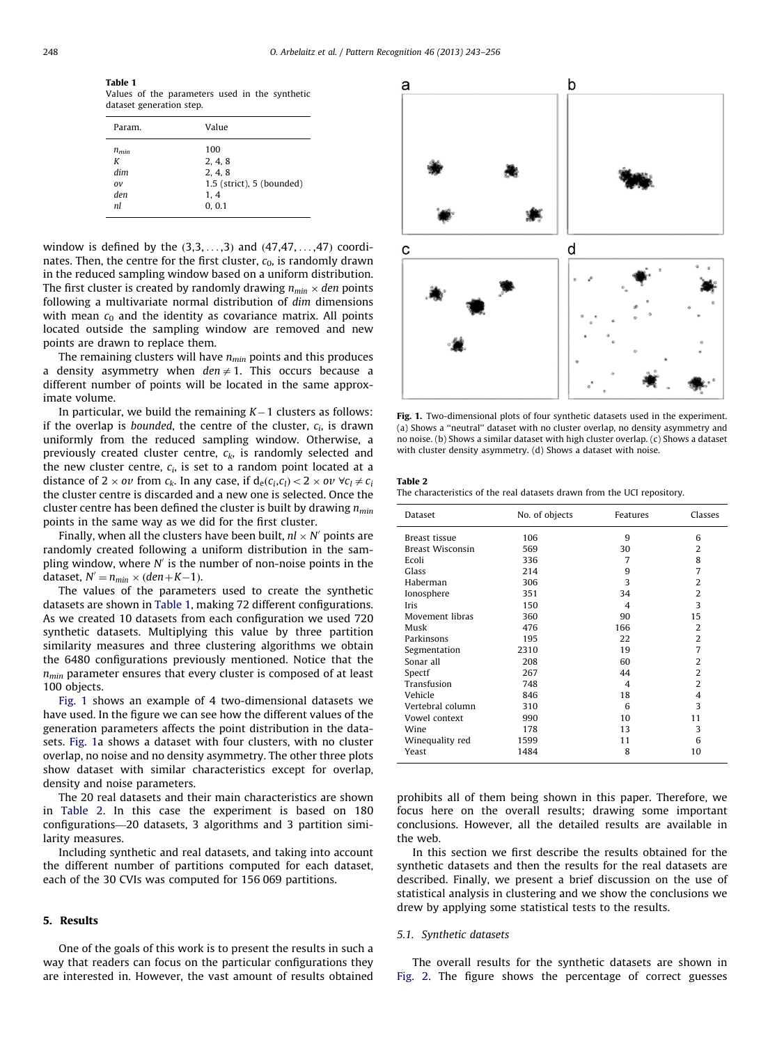**Table 1**
Values of the parameters used in the synthetic dataset generation step.

| Param. | Value |
|---|---|
| $n_{min}$ | 100 |
| $K$ | 2, 4, 8 |
| $dim$ | 2, 4, 8 |
| $ov$ | 1.5 (strict), 5 (bounded) |
| $den$ | 1, 4 |
| $nl$ | 0, 0.1 |

window is defined by the $(3,3,\ldots,3)$ and $(47,47,\ldots,47)$ coordinates. Then, the centre for the first cluster, $c_0$, is randomly drawn in the reduced sampling window based on a uniform distribution. The first cluster is created by randomly drawing $n_{min} \times den$ points following a multivariate normal distribution of $dim$ dimensions with mean $c_0$ and the identity as covariance matrix. All points located outside the sampling window are removed and new points are drawn to replace them.

The remaining clusters will have $n_{min}$ points and this produces a density asymmetry when $den \neq 1$. This occurs because a different number of points will be located in the same approximate volume.

In particular, we build the remaining $K-1$ clusters as follows: if the overlap is *bounded*, the centre of the cluster, $c_i$, is drawn uniformly from the reduced sampling window. Otherwise, a previously created cluster centre, $c_k$, is randomly selected and the new cluster centre, $c_i$, is set to a random point located at a distance of $2 \times ov$ from $c_k$. In any case, if $d_e(c_i,c_l) < 2 \times ov \ \forall c_l \neq c_i$ the cluster centre is discarded and a new one is selected. Once the cluster centre has been defined the cluster is built by drawing $n_{min}$ points in the same way as we did for the first cluster.

Finally, when all the clusters have been built, $nl \times N'$ points are randomly created following a uniform distribution in the sampling window, where $N'$ is the number of non-noise points in the dataset, $N' = n_{min} \times (den+K-1)$.

The values of the parameters used to create the synthetic datasets are shown in Table 1, making 72 different configurations. As we created 10 datasets from each configuration we used 720 synthetic datasets. Multiplying this value by three partition similarity measures and three clustering algorithms we obtain the 6480 configurations previously mentioned. Notice that the $n_{min}$ parameter ensures that every cluster is composed of at least 100 objects.

Fig. 1 shows an example of 4 two-dimensional datasets we have used. In the figure we can see how the different values of the generation parameters affects the point distribution in the datasets. Fig. 1a shows a dataset with four clusters, with no cluster overlap, no noise and no density asymmetry. The other three plots show dataset with similar characteristics except for overlap, density and noise parameters.

The 20 real datasets and their main characteristics are shown in Table 2. In this case the experiment is based on 180 configurations—20 datasets, 3 algorithms and 3 partition similarity measures.

Including synthetic and real datasets, and taking into account the different number of partitions computed for each dataset, each of the 30 CVIs was computed for 156 069 partitions.

**Fig. 1.** Two-dimensional plots of four synthetic datasets used in the experiment. (a) Shows a "neutral" dataset with no cluster overlap, no density asymmetry and no noise. (b) Shows a similar dataset with high cluster overlap. (c) Shows a dataset with cluster density asymmetry. (d) Shows a dataset with noise.

**Table 2**
The characteristics of the real datasets drawn from the UCI repository.

| Dataset | No. of objects | Features | Classes |
|---|---|---|---|
| Breast tissue | 106 | 9 | 6 |
| Breast Wisconsin | 569 | 30 | 2 |
| Ecoli | 336 | 7 | 8 |
| Glass | 214 | 9 | 7 |
| Haberman | 306 | 3 | 2 |
| Ionosphere | 351 | 34 | 2 |
| Iris | 150 | 4 | 3 |
| Movement libras | 360 | 90 | 15 |
| Musk | 476 | 166 | 2 |
| Parkinsons | 195 | 22 | 2 |
| Segmentation | 2310 | 19 | 7 |
| Sonar all | 208 | 60 | 2 |
| Spectf | 267 | 44 | 2 |
| Transfusion | 748 | 4 | 2 |
| Vehicle | 846 | 18 | 4 |
| Vertebral column | 310 | 6 | 3 |
| Vowel context | 990 | 10 | 11 |
| Wine | 178 | 13 | 3 |
| Winequality red | 1599 | 11 | 6 |
| Yeast | 1484 | 8 | 10 |

## 5. Results

One of the goals of this work is to present the results in such a way that readers can focus on the particular configurations they are interested in. However, the vast amount of results obtained prohibits all of them being shown in this paper. Therefore, we focus here on the overall results; drawing some important conclusions. However, all the detailed results are available in the web.

In this section we first describe the results obtained for the synthetic datasets and then the results for the real datasets are described. Finally, we present a brief discussion on the use of statistical analysis in clustering and we show the conclusions we drew by applying some statistical tests to the results.

### 5.1. Synthetic datasets

The overall results for the synthetic datasets are shown in Fig. 2. The figure shows the percentage of correct guesses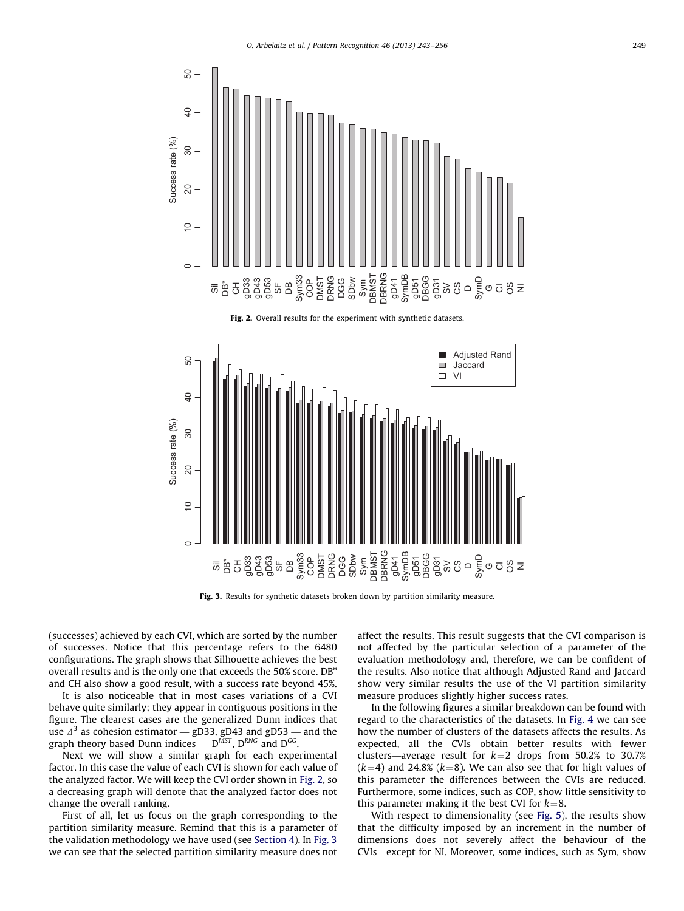Fig. 2. Overall results for the experiment with synthetic datasets.

Fig. 3. Results for synthetic datasets broken down by partition similarity measure.

(successes) achieved by each CVI, which are sorted by the number of successes. Notice that this percentage refers to the 6480 configurations. The graph shows that Silhouette achieves the best overall results and is the only one that exceeds the 50% score. DB* and CH also show a good result, with a success rate beyond 45%.

It is also noticeable that in most cases variations of a CVI behave quite similarly; they appear in contiguous positions in the figure. The clearest cases are the generalized Dunn indices that use $\Delta^3$ as cohesion estimator — gD33, gD43 and gD53 — and the graph theory based Dunn indices — $D^{MST}$, $D^{RNG}$ and $D^{GG}$.

Next we will show a similar graph for each experimental factor. In this case the value of each CVI is shown for each value of the analyzed factor. We will keep the CVI order shown in Fig. 2, so a decreasing graph will denote that the analyzed factor does not change the overall ranking.

First of all, let us focus on the graph corresponding to the partition similarity measure. Remind that this is a parameter of the validation methodology we have used (see Section 4). In Fig. 3 we can see that the selected partition similarity measure does not affect the results. This result suggests that the CVI comparison is not affected by the particular selection of a parameter of the evaluation methodology and, therefore, we can be confident of the results. Also notice that although Adjusted Rand and Jaccard show very similar results the use of the VI partition similarity measure produces slightly higher success rates.

In the following figures a similar breakdown can be found with regard to the characteristics of the datasets. In Fig. 4 we can see how the number of clusters of the datasets affects the results. As expected, all the CVIs obtain better results with fewer clusters—average result for $k=2$ drops from 50.2% to 30.7% ($k=4$) and 24.8% ($k=8$). We can also see that for high values of this parameter the differences between the CVIs are reduced. Furthermore, some indices, such as COP, show little sensitivity to this parameter making it the best CVI for $k=8$.

With respect to dimensionality (see Fig. 5), the results show that the difficulty imposed by an increment in the number of dimensions does not severely affect the behaviour of the CVIs—except for NI. Moreover, some indices, such as Sym, show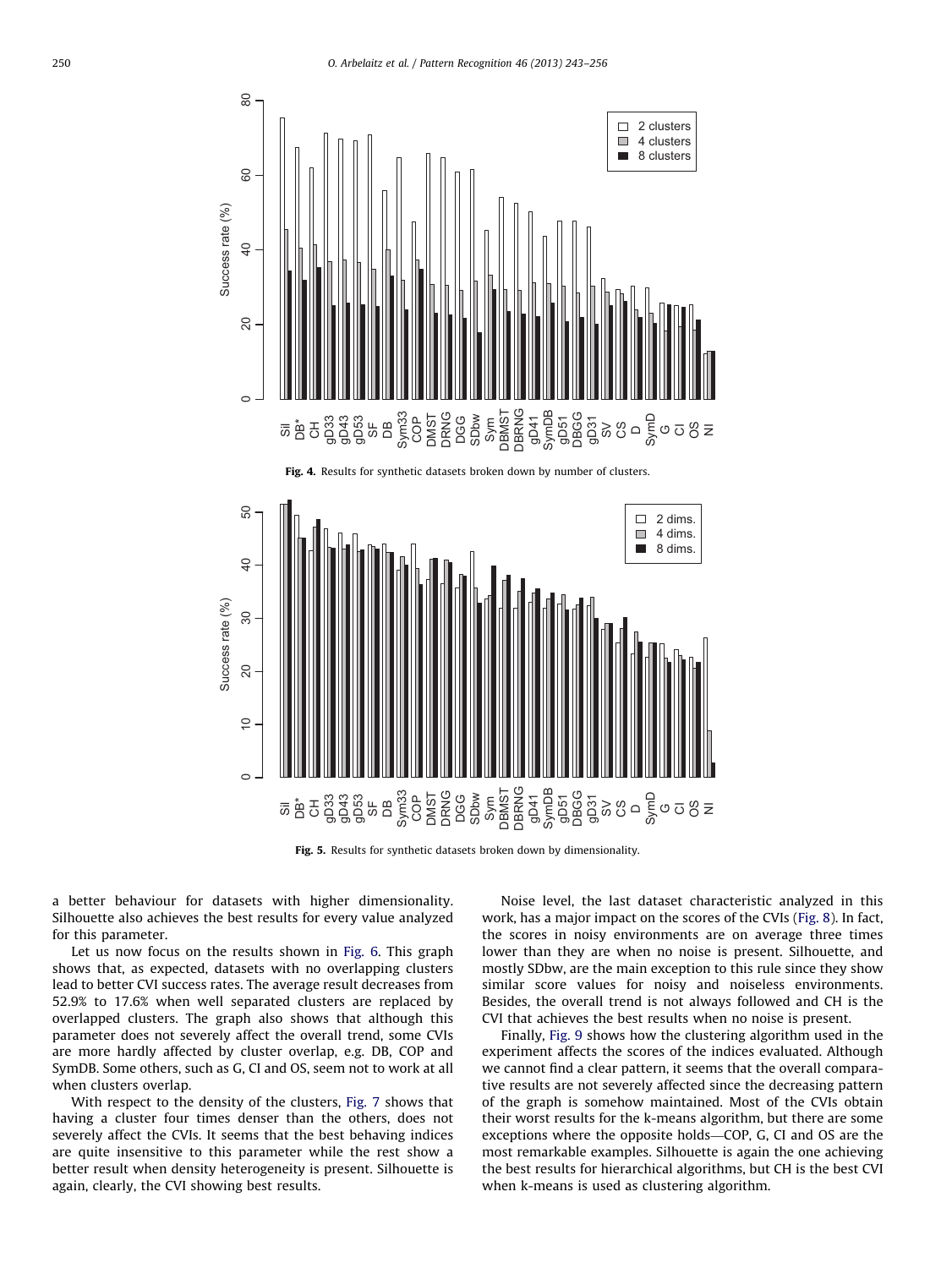Fig. 4. Results for synthetic datasets broken down by number of clusters.

Fig. 5. Results for synthetic datasets broken down by dimensionality.

a better behaviour for datasets with higher dimensionality. Silhouette also achieves the best results for every value analyzed for this parameter.

Let us now focus on the results shown in Fig. 6. This graph shows that, as expected, datasets with no overlapping clusters lead to better CVI success rates. The average result decreases from 52.9% to 17.6% when well separated clusters are replaced by overlapped clusters. The graph also shows that although this parameter does not severely affect the overall trend, some CVIs are more hardly affected by cluster overlap, e.g. DB, COP and SymDB. Some others, such as G, CI and OS, seem not to work at all when clusters overlap.

With respect to the density of the clusters, Fig. 7 shows that having a cluster four times denser than the others, does not severely affect the CVIs. It seems that the best behaving indices are quite insensitive to this parameter while the rest show a better result when density heterogeneity is present. Silhouette is again, clearly, the CVI showing best results.

Noise level, the last dataset characteristic analyzed in this work, has a major impact on the scores of the CVIs (Fig. 8). In fact, the scores in noisy environments are on average three times lower than they are when no noise is present. Silhouette, and mostly SDbw, are the main exception to this rule since they show similar score values for noisy and noiseless environments. Besides, the overall trend is not always followed and CH is the CVI that achieves the best results when no noise is present.

Finally, Fig. 9 shows how the clustering algorithm used in the experiment affects the scores of the indices evaluated. Although we cannot find a clear pattern, it seems that the overall comparative results are not severely affected since the decreasing pattern of the graph is somehow maintained. Most of the CVIs obtain their worst results for the k-means algorithm, but there are some exceptions where the opposite holds—COP, G, CI and OS are the most remarkable examples. Silhouette is again the one achieving the best results for hierarchical algorithms, but CH is the best CVI when k-means is used as clustering algorithm.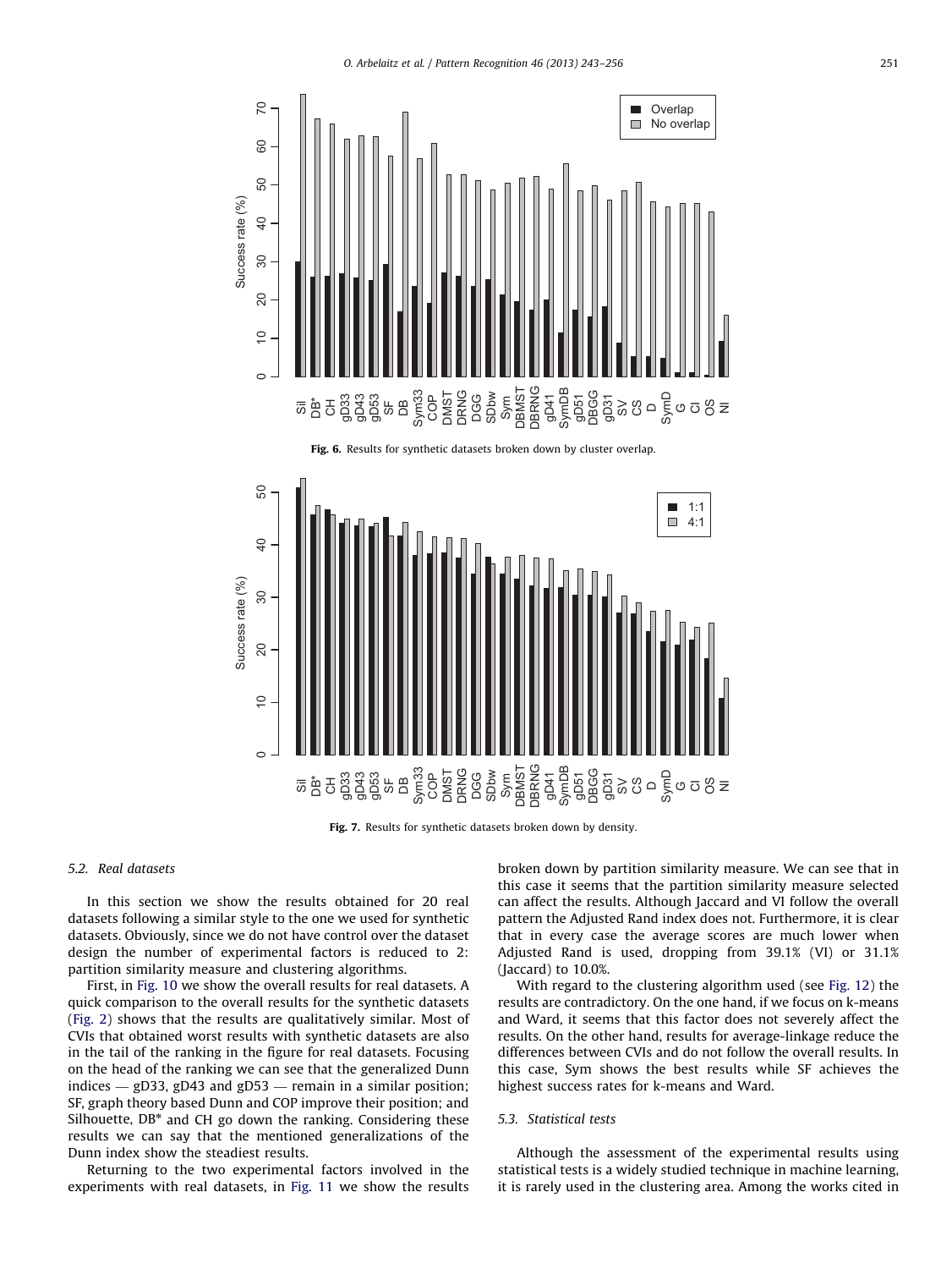Fig. 6. Results for synthetic datasets broken down by cluster overlap.

Fig. 7. Results for synthetic datasets broken down by density.

### 5.2. Real datasets

In this section we show the results obtained for 20 real datasets following a similar style to the one we used for synthetic datasets. Obviously, since we do not have control over the dataset design the number of experimental factors is reduced to 2: partition similarity measure and clustering algorithms.

First, in Fig. 10 we show the overall results for real datasets. A quick comparison to the overall results for the synthetic datasets (Fig. 2) shows that the results are qualitatively similar. Most of CVIs that obtained worst results with synthetic datasets are also in the tail of the ranking in the figure for real datasets. Focusing on the head of the ranking we can see that the generalized Dunn indices — gD33, gD43 and gD53 — remain in a similar position; SF, graph theory based Dunn and COP improve their position; and Silhouette, DB* and CH go down the ranking. Considering these results we can say that the mentioned generalizations of the Dunn index show the steadiest results.

Returning to the two experimental factors involved in the experiments with real datasets, in Fig. 11 we show the results broken down by partition similarity measure. We can see that in this case it seems that the partition similarity measure selected can affect the results. Although Jaccard and VI follow the overall pattern the Adjusted Rand index does not. Furthermore, it is clear that in every case the average scores are much lower when Adjusted Rand is used, dropping from 39.1% (VI) or 31.1% (Jaccard) to 10.0%.

With regard to the clustering algorithm used (see Fig. 12) the results are contradictory. On the one hand, if we focus on k-means and Ward, it seems that this factor does not severely affect the results. On the other hand, results for average-linkage reduce the differences between CVIs and do not follow the overall results. In this case, Sym shows the best results while SF achieves the highest success rates for k-means and Ward.

### 5.3. Statistical tests

Although the assessment of the experimental results using statistical tests is a widely studied technique in machine learning, it is rarely used in the clustering area. Among the works cited in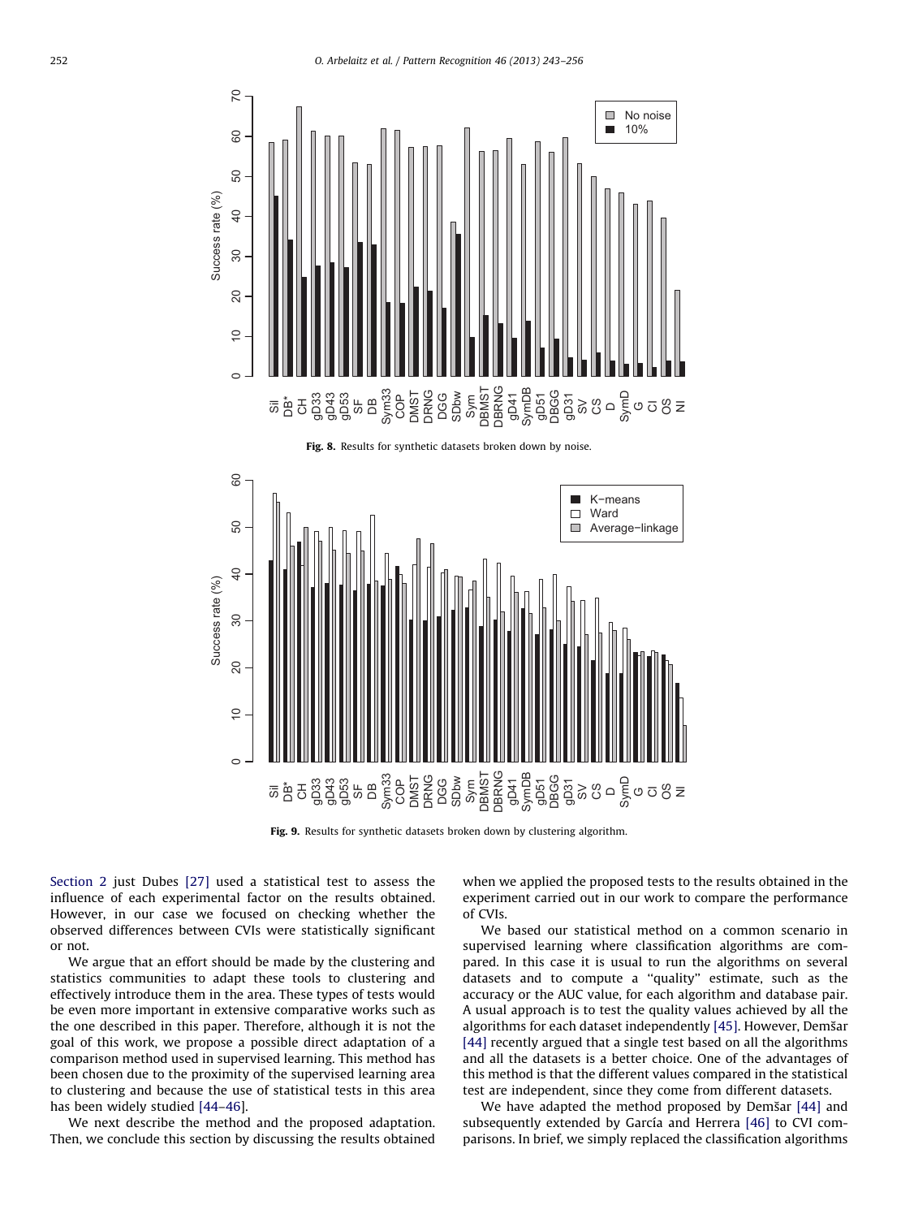Success rate (%)

No noise
10%

0 10 20 30 40 50 60 70

Sil DB* CH gD33 gD43 gD53 SF DB Sym33 COP DMST DRNG DGG SDbw Sym DBMST DBRNG gD41 SymDB gD51 DBGG gD31 SV CS D SymD G CI OS NI

**Fig. 8.** Results for synthetic datasets broken down by noise.

Success rate (%)

K-means
Ward
Average-linkage

0 10 20 30 40 50 60

Sil DB* CH gD33 gD43 gD53 SF DB Sym33 COP DMST DRNG DGG SDbw Sym DBMST DBRNG gD41 SymDB gD51 DBGG gD31 SV CS D SymD G CI OS NI

**Fig. 9.** Results for synthetic datasets broken down by clustering algorithm.

Section 2 just Dubes [27] used a statistical test to assess the influence of each experimental factor on the results obtained. However, in our case we focused on checking whether the observed differences between CVIs were statistically significant or not.

We argue that an effort should be made by the clustering and statistics communities to adapt these tools to clustering and effectively introduce them in the area. These types of tests would be even more important in extensive comparative works such as the one described in this paper. Therefore, although it is not the goal of this work, we propose a possible direct adaptation of a comparison method used in supervised learning. This method has been chosen due to the proximity of the supervised learning area to clustering and because the use of statistical tests in this area has been widely studied [44–46].

We next describe the method and the proposed adaptation. Then, we conclude this section by discussing the results obtained when we applied the proposed tests to the results obtained in the experiment carried out in our work to compare the performance of CVIs.

We based our statistical method on a common scenario in supervised learning where classification algorithms are compared. In this case it is usual to run the algorithms on several datasets and to compute a "quality" estimate, such as the accuracy or the AUC value, for each algorithm and database pair. A usual approach is to test the quality values achieved by all the algorithms for each dataset independently [45]. However, Demšar [44] recently argued that a single test based on all the algorithms and all the datasets is a better choice. One of the advantages of this method is that the different values compared in the statistical test are independent, since they come from different datasets.

We have adapted the method proposed by Demšar [44] and subsequently extended by García and Herrera [46] to CVI comparisons. In brief, we simply replaced the classification algorithms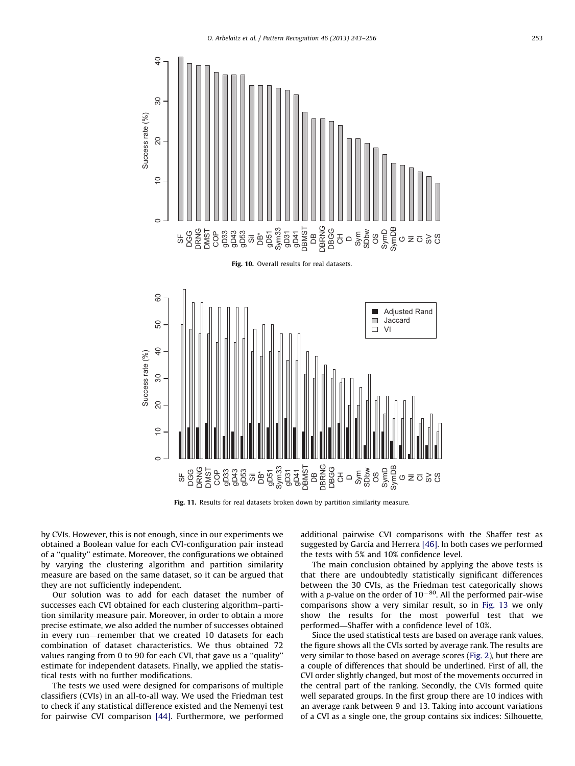Fig. 10. Overall results for real datasets.

Fig. 11. Results for real datasets broken down by partition similarity measure.

by CVIs. However, this is not enough, since in our experiments we obtained a Boolean value for each CVI-configuration pair instead of a ''quality'' estimate. Moreover, the configurations we obtained by varying the clustering algorithm and partition similarity measure are based on the same dataset, so it can be argued that they are not sufficiently independent.

Our solution was to add for each dataset the number of successes each CVI obtained for each clustering algorithm–partition similarity measure pair. Moreover, in order to obtain a more precise estimate, we also added the number of successes obtained in every run—remember that we created 10 datasets for each combination of dataset characteristics. We thus obtained 72 values ranging from 0 to 90 for each CVI, that gave us a ''quality'' estimate for independent datasets. Finally, we applied the statistical tests with no further modifications.

The tests we used were designed for comparisons of multiple classifiers (CVIs) in an all-to-all way. We used the Friedman test to check if any statistical difference existed and the Nemenyi test for pairwise CVI comparison [44]. Furthermore, we performed additional pairwise CVI comparisons with the Shaffer test as suggested by García and Herrera [46]. In both cases we performed the tests with 5% and 10% confidence level.

The main conclusion obtained by applying the above tests is that there are undoubtedly statistically significant differences between the 30 CVIs, as the Friedman test categorically shows with a $p$-value on the order of $10^{-80}$. All the performed pair-wise comparisons show a very similar result, so in Fig. 13 we only show the results for the most powerful test that we performed—Shaffer with a confidence level of 10%.

Since the used statistical tests are based on average rank values, the figure shows all the CVIs sorted by average rank. The results are very similar to those based on average scores (Fig. 2), but there are a couple of differences that should be underlined. First of all, the CVI order slightly changed, but most of the movements occurred in the central part of the ranking. Secondly, the CVIs formed quite well separated groups. In the first group there are 10 indices with an average rank between 9 and 13. Taking into account variations of a CVI as a single one, the group contains six indices: Silhouette,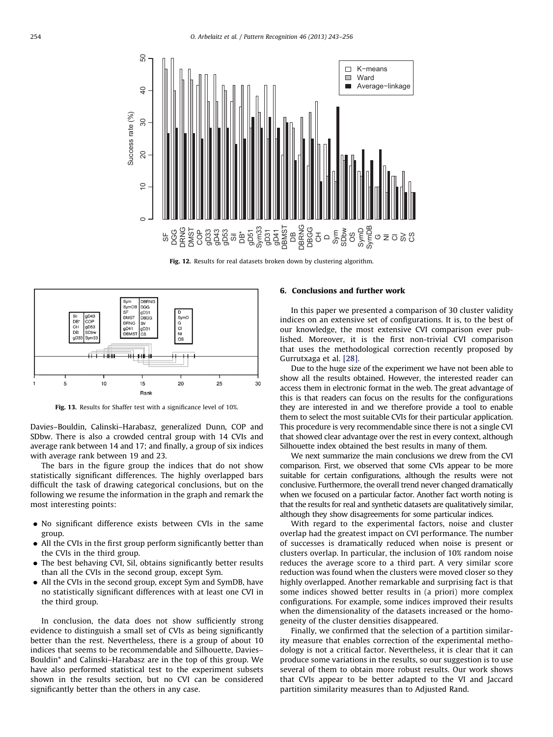Fig. 12. Results for real datasets broken down by clustering algorithm.

Fig. 13. Results for Shaffer test with a significance level of 10%.

Davies–Bouldin, Calinski–Harabasz, generalized Dunn, COP and SDbw. There is also a crowded central group with 14 CVIs and average rank between 14 and 17; and finally, a group of six indices with average rank between 19 and 23.

The bars in the figure group the indices that do not show statistically significant differences. The highly overlapped bars difficult the task of drawing categorical conclusions, but on the following we resume the information in the graph and remark the most interesting points:

- No significant difference exists between CVIs in the same group.
- All the CVIs in the first group perform significantly better than the CVIs in the third group.
- The best behaving CVI, Sil, obtains significantly better results than all the CVIs in the second group, except Sym.
- All the CVIs in the second group, except Sym and SymDB, have no statistically significant differences with at least one CVI in the third group.

In conclusion, the data does not show sufficiently strong evidence to distinguish a small set of CVIs as being significantly better than the rest. Nevertheless, there is a group of about 10 indices that seems to be recommendable and Silhouette, Davies–Bouldin* and Calinski–Harabasz are in the top of this group. We have also performed statistical test to the experiment subsets shown in the results section, but no CVI can be considered significantly better than the others in any case.

## 6. Conclusions and further work

In this paper we presented a comparison of 30 cluster validity indices on an extensive set of configurations. It is, to the best of our knowledge, the most extensive CVI comparison ever published. Moreover, it is the first non-trivial CVI comparison that uses the methodological correction recently proposed by Gurrutxaga et al. [28].

Due to the huge size of the experiment we have not been able to show all the results obtained. However, the interested reader can access them in electronic format in the web. The great advantage of this is that readers can focus on the results for the configurations they are interested in and we therefore provide a tool to enable them to select the most suitable CVIs for their particular application. This procedure is very recommendable since there is not a single CVI that showed clear advantage over the rest in every context, although Silhouette index obtained the best results in many of them.

We next summarize the main conclusions we drew from the CVI comparison. First, we observed that some CVIs appear to be more suitable for certain configurations, although the results were not conclusive. Furthermore, the overall trend never changed dramatically when we focused on a particular factor. Another fact worth noting is that the results for real and synthetic datasets are qualitatively similar, although they show disagreements for some particular indices.

With regard to the experimental factors, noise and cluster overlap had the greatest impact on CVI performance. The number of successes is dramatically reduced when noise is present or clusters overlap. In particular, the inclusion of 10% random noise reduces the average score to a third part. A very similar score reduction was found when the clusters were moved closer so they highly overlapped. Another remarkable and surprising fact is that some indices showed better results in (a priori) more complex configurations. For example, some indices improved their results when the dimensionality of the datasets increased or the homogeneity of the cluster densities disappeared.

Finally, we confirmed that the selection of a partition similarity measure that enables correction of the experimental methodology is not a critical factor. Nevertheless, it is clear that it can produce some variations in the results, so our suggestion is to use several of them to obtain more robust results. Our work shows that CVIs appear to be better adapted to the VI and Jaccard partition similarity measures than to Adjusted Rand.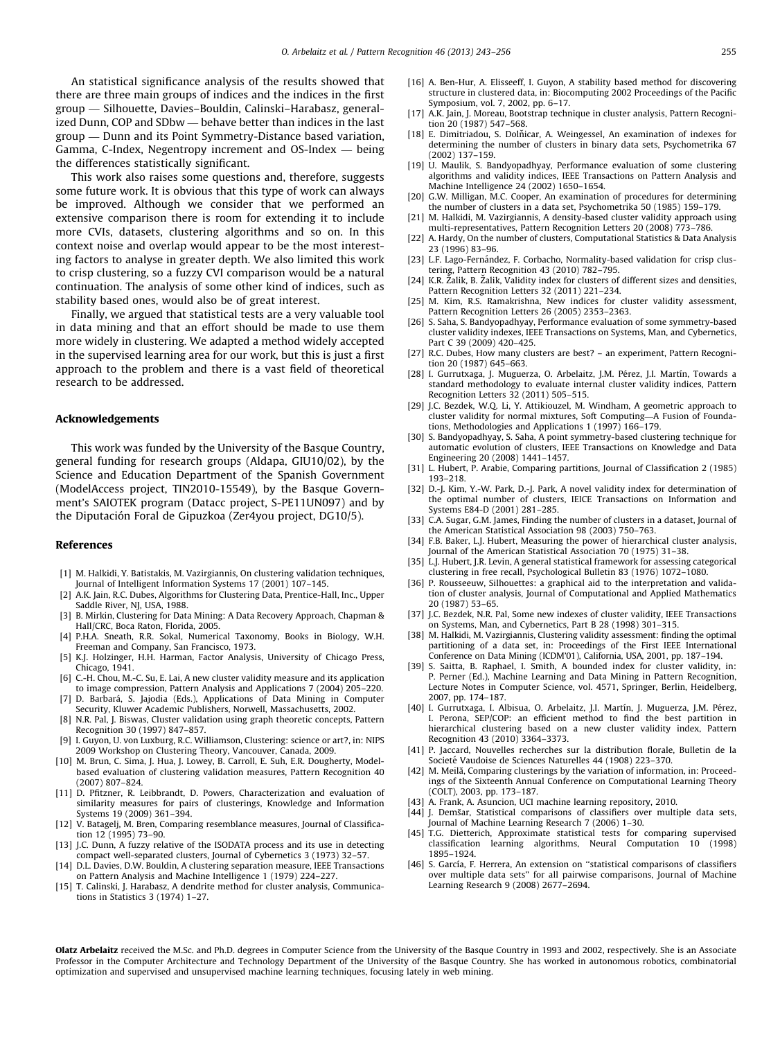An statistical significance analysis of the results showed that there are three main groups of indices and the indices in the first group — Silhouette, Davies–Bouldin, Calinski–Harabasz, generalized Dunn, COP and SDbw — behave better than indices in the last group — Dunn and its Point Symmetry-Distance based variation, Gamma, C-Index, Negentropy increment and OS-Index — being the differences statistically significant.

This work also raises some questions and, therefore, suggests some future work. It is obvious that this type of work can always be improved. Although we consider that we performed an extensive comparison there is room for extending it to include more CVIs, datasets, clustering algorithms and so on. In this context noise and overlap would appear to be the most interesting factors to analyse in greater depth. We also limited this work to crisp clustering, so a fuzzy CVI comparison would be a natural continuation. The analysis of some other kind of indices, such as stability based ones, would also be of great interest.

Finally, we argued that statistical tests are a very valuable tool in data mining and that an effort should be made to use them more widely in clustering. We adapted a method widely accepted in the supervised learning area for our work, but this is just a first approach to the problem and there is a vast field of theoretical research to be addressed.

## Acknowledgements

This work was funded by the University of the Basque Country, general funding for research groups (Aldapa, GIU10/02), by the Science and Education Department of the Spanish Government (ModelAccess project, TIN2010-15549), by the Basque Government's SAIOTEK program (Datacc project, S-PE11UN097) and by the Diputación Foral de Gipuzkoa (Zer4you project, DG10/5).

## References

[1] M. Halkidi, Y. Batistakis, M. Vazirgiannis, On clustering validation techniques, Journal of Intelligent Information Systems 17 (2001) 107–145.

[2] A.K. Jain, R.C. Dubes, Algorithms for Clustering Data, Prentice-Hall, Inc., Upper Saddle River, NJ, USA, 1988.

[3] B. Mirkin, Clustering for Data Mining: A Data Recovery Approach, Chapman & Hall/CRC, Boca Raton, Florida, 2005.

[4] P.H.A. Sneath, R.R. Sokal, Numerical Taxonomy, Books in Biology, W.H. Freeman and Company, San Francisco, 1973.

[5] K.J. Holzinger, H.H. Harman, Factor Analysis, University of Chicago Press, Chicago, 1941.

[6] C.-H. Chou, M.-C. Su, E. Lai, A new cluster validity measure and its application to image compression, Pattern Analysis and Applications 7 (2004) 205–220.

[7] D. Barbará, S. Jajodia (Eds.), Applications of Data Mining in Computer Security, Kluwer Academic Publishers, Norwell, Massachusetts, 2002.

[8] N.R. Pal, J. Biswas, Cluster validation using graph theoretic concepts, Pattern Recognition 30 (1997) 847–857.

[9] I. Guyon, U. von Luxburg, R.C. Williamson, Clustering: science or art?, in: NIPS 2009 Workshop on Clustering Theory, Vancouver, Canada, 2009.

[10] M. Brun, C. Sima, J. Hua, J. Lowey, B. Carroll, E. Suh, E.R. Dougherty, Model-based evaluation of clustering validation measures, Pattern Recognition 40 (2007) 807–824.

[11] D. Pfitzner, R. Leibbrandt, D. Powers, Characterization and evaluation of similarity measures for pairs of clusterings, Knowledge and Information Systems 19 (2009) 361–394.

[12] V. Batagelj, M. Bren, Comparing resemblance measures, Journal of Classification 12 (1995) 73–90.

[13] J.C. Dunn, A fuzzy relative of the ISODATA process and its use in detecting compact well-separated clusters, Journal of Cybernetics 3 (1973) 32–57.

[14] D.L. Davies, D.W. Bouldin, A clustering separation measure, IEEE Transactions on Pattern Analysis and Machine Intelligence 1 (1979) 224–227.

[15] T. Calinski, J. Harabasz, A dendrite method for cluster analysis, Communications in Statistics 3 (1974) 1–27.

[16] A. Ben-Hur, A. Elisseeff, I. Guyon, A stability based method for discovering structure in clustered data, in: Biocomputing 2002 Proceedings of the Pacific Symposium, vol. 7, 2002, pp. 6–17.

[17] A.K. Jain, J. Moreau, Bootstrap technique in cluster analysis, Pattern Recognition 20 (1987) 547–568.

[18] E. Dimitriadou, S. Dolňicar, A. Weingessel, An examination of indexes for determining the number of clusters in binary data sets, Psychometrika 67 (2002) 137–159.

[19] U. Maulik, S. Bandyopadhyay, Performance evaluation of some clustering algorithms and validity indices, IEEE Transactions on Pattern Analysis and Machine Intelligence 24 (2002) 1650–1654.

[20] G.W. Milligan, M.C. Cooper, An examination of procedures for determining the number of clusters in a data set, Psychometrika 50 (1985) 159–179.

[21] M. Halkidi, M. Vazirgiannis, A density-based cluster validity approach using multi-representatives, Pattern Recognition Letters 20 (2008) 773–786.

[22] A. Hardy, On the number of clusters, Computational Statistics & Data Analysis 23 (1996) 83–96.

[23] L.F. Lago-Fernández, F. Corbacho, Normality-based validation for crisp clustering, Pattern Recognition 43 (2010) 782–795.

[24] K.R. Žalik, B. Žalik, Validity index for clusters of different sizes and densities, Pattern Recognition Letters 32 (2011) 221–234.

[25] M. Kim, R.S. Ramakrishna, New indices for cluster validity assessment, Pattern Recognition Letters 26 (2005) 2353–2363.

[26] S. Saha, S. Bandyopadhyay, Performance evaluation of some symmetry-based cluster validity indexes, IEEE Transactions on Systems, Man, and Cybernetics, Part C 39 (2009) 420–425.

[27] R.C. Dubes, How many clusters are best? – an experiment, Pattern Recognition 20 (1987) 645–663.

[28] I. Gurrutxaga, J. Muguerza, O. Arbelaitz, J.M. Pérez, J.I. Martín, Towards a standard methodology to evaluate internal cluster validity indices, Pattern Recognition Letters 32 (2011) 505–515.

[29] J.C. Bezdek, W.Q. Li, Y. Attikiouzel, M. Windham, A geometric approach to cluster validity for normal mixtures, Soft Computing—A Fusion of Foundations, Methodologies and Applications 1 (1997) 166–179.

[30] S. Bandyopadhyay, S. Saha, A point symmetry-based clustering technique for automatic evolution of clusters, IEEE Transactions on Knowledge and Data Engineering 20 (2008) 1441–1457.

[31] L. Hubert, P. Arabie, Comparing partitions, Journal of Classification 2 (1985) 193–218.

[32] D.-J. Kim, Y.-W. Park, D.-J. Park, A novel validity index for determination of the optimal number of clusters, IEICE Transactions on Information and Systems E84-D (2001) 281–285.

[33] C.A. Sugar, G.M. James, Finding the number of clusters in a dataset, Journal of the American Statistical Association 98 (2003) 750–763.

[34] F.B. Baker, L.J. Hubert, Measuring the power of hierarchical cluster analysis, Journal of the American Statistical Association 70 (1975) 31–38.

[35] L.J. Hubert, J.R. Levin, A general statistical framework for assessing categorical clustering in free recall, Psychological Bulletin 83 (1976) 1072–1080.

[36] P. Rousseeuw, Silhouettes: a graphical aid to the interpretation and validation of cluster analysis, Journal of Computational and Applied Mathematics 20 (1987) 53–65.

[37] J.C. Bezdek, N.R. Pal, Some new indexes of cluster validity, IEEE Transactions on Systems, Man, and Cybernetics, Part B 28 (1998) 301–315.

[38] M. Halkidi, M. Vazirgiannis, Clustering validity assessment: finding the optimal partitioning of a data set, in: Proceedings of the First IEEE International Conference on Data Mining (ICDM'01), California, USA, 2001, pp. 187–194.

[39] S. Saitta, B. Raphael, I. Smith, A bounded index for cluster validity, in: P. Perner (Ed.), Machine Learning and Data Mining in Pattern Recognition, Lecture Notes in Computer Science, vol. 4571, Springer, Berlin, Heidelberg, 2007, pp. 174–187.

[40] I. Gurrutxaga, I. Albisua, O. Arbelaitz, J.I. Martín, J. Muguerza, J.M. Pérez, I. Perona, SEP/COP: an efficient method to find the best partition in hierarchical clustering based on a new cluster validity index, Pattern Recognition 43 (2010) 3364–3373.

[41] P. Jaccard, Nouvelles recherches sur la distribution florale, Bulletin de la Societé Vaudoise de Sciences Naturelles 44 (1908) 223–370.

[42] M. Meilă, Comparing clusterings by the variation of information, in: Proceedings of the Sixteenth Annual Conference on Computational Learning Theory (COLT), 2003, pp. 173–187.

[43] A. Frank, A. Asuncion, UCI machine learning repository, 2010.

[44] J. Demšar, Statistical comparisons of classifiers over multiple data sets, Journal of Machine Learning Research 7 (2006) 1–30.

[45] T.G. Dietterich, Approximate statistical tests for comparing supervised classification learning algorithms, Neural Computation 10 (1998) 1895–1924.

[46] S. García, F. Herrera, An extension on "statistical comparisons of classifiers over multiple data sets" for all pairwise comparisons, Journal of Machine Learning Research 9 (2008) 2677–2694.

**Olatz Arbelaitz** received the M.Sc. and Ph.D. degrees in Computer Science from the University of the Basque Country in 1993 and 2002, respectively. She is an Associate Professor in the Computer Architecture and Technology Department of the University of the Basque Country. She has worked in autonomous robotics, combinatorial optimization and supervised and unsupervised machine learning techniques, focusing lately in web mining.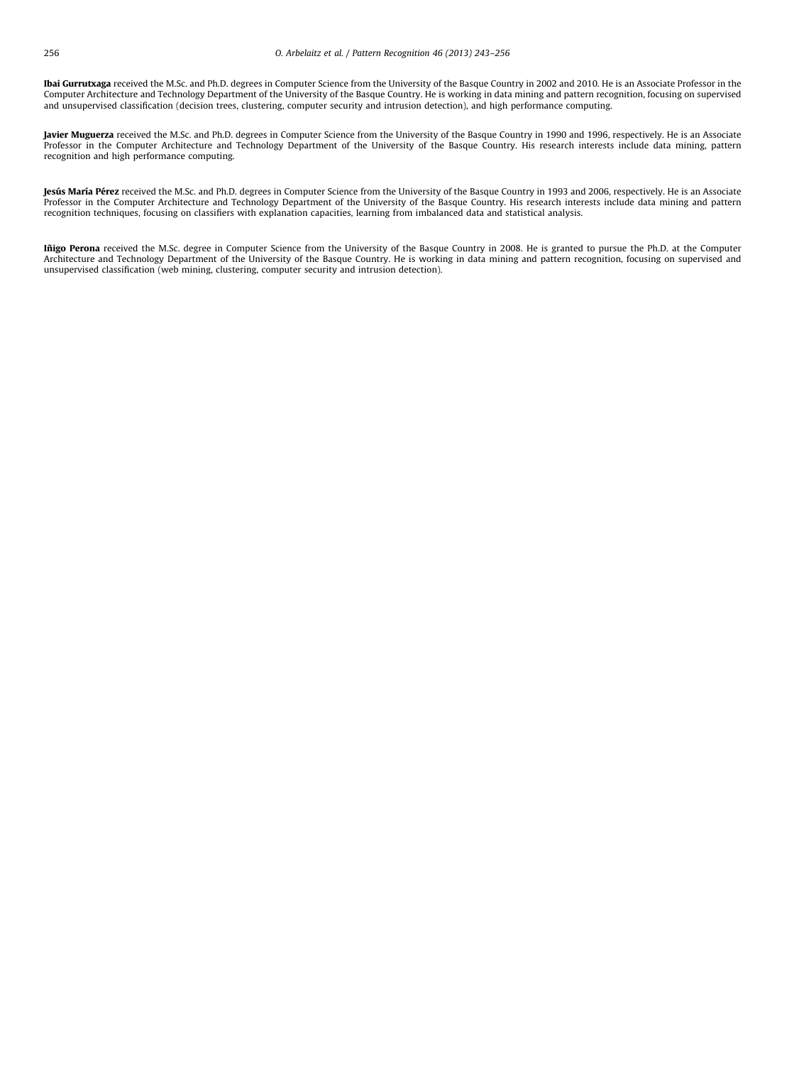**Ibai Gurrutxaga** received the M.Sc. and Ph.D. degrees in Computer Science from the University of the Basque Country in 2002 and 2010. He is an Associate Professor in the Computer Architecture and Technology Department of the University of the Basque Country. He is working in data mining and pattern recognition, focusing on supervised and unsupervised classification (decision trees, clustering, computer security and intrusion detection), and high performance computing.

**Javier Muguerza** received the M.Sc. and Ph.D. degrees in Computer Science from the University of the Basque Country in 1990 and 1996, respectively. He is an Associate Professor in the Computer Architecture and Technology Department of the University of the Basque Country. His research interests include data mining, pattern recognition and high performance computing.

**Jesús María Pérez** received the M.Sc. and Ph.D. degrees in Computer Science from the University of the Basque Country in 1993 and 2006, respectively. He is an Associate Professor in the Computer Architecture and Technology Department of the University of the Basque Country. His research interests include data mining and pattern recognition techniques, focusing on classifiers with explanation capacities, learning from imbalanced data and statistical analysis.

**Iñigo Perona** received the M.Sc. degree in Computer Science from the University of the Basque Country in 2008. He is granted to pursue the Ph.D. at the Computer Architecture and Technology Department of the University of the Basque Country. He is working in data mining and pattern recognition, focusing on supervised and unsupervised classification (web mining, clustering, computer security and intrusion detection).